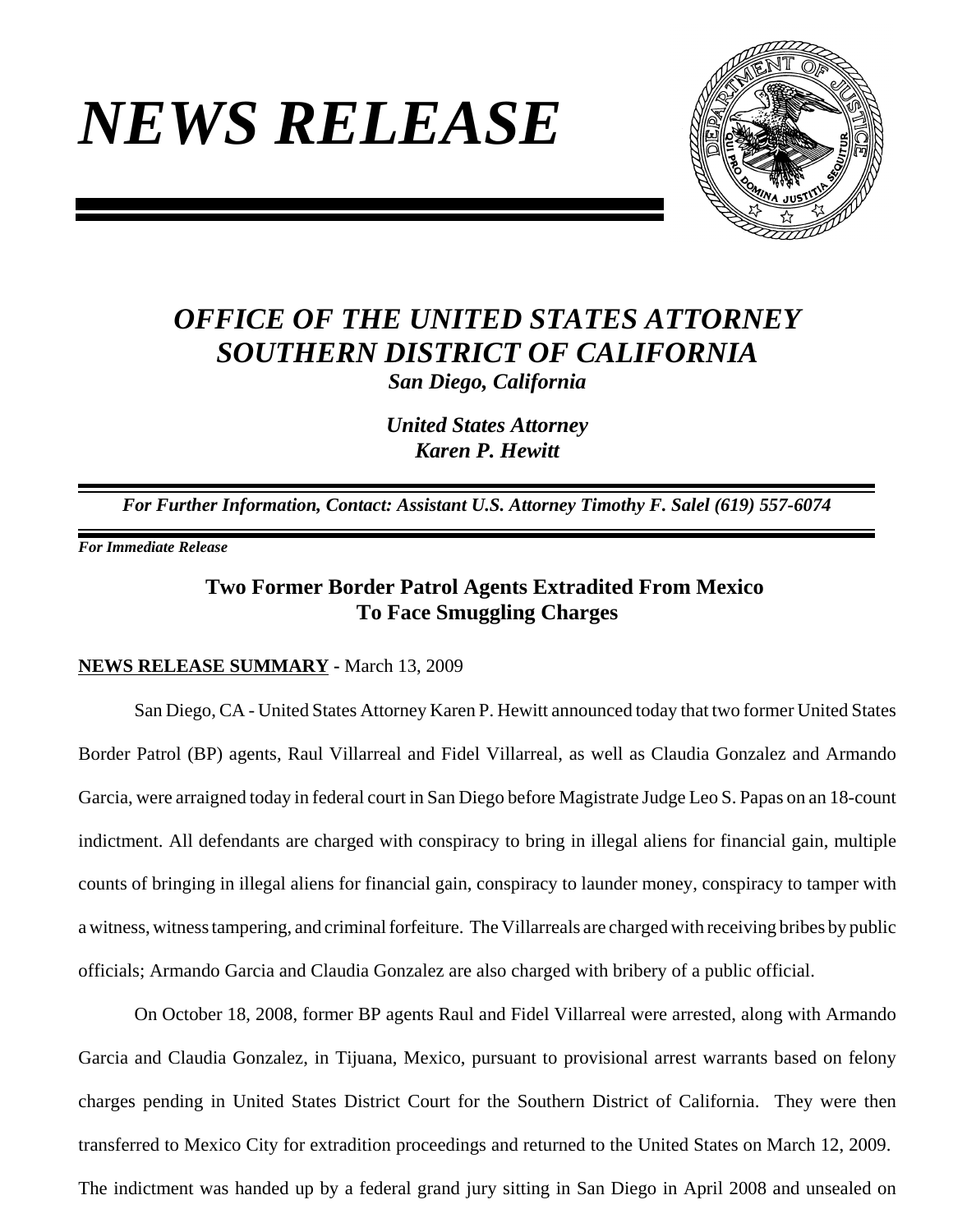# *NEWS RELEASE*

## *OFFICE OF THE UNITED STATES ATTORNEY*
## *SOUTHERN DISTRICT OF CALIFORNIA*

***San Diego, California***

***United States Attorney***
***Karen P. Hewitt***

***For Further Information, Contact: Assistant U.S. Attorney Timothy F. Salel (619) 557-6074***

***For Immediate Release***

### Two Former Border Patrol Agents Extradited From Mexico To Face Smuggling Charges

**NEWS RELEASE SUMMARY** - March 13, 2009

San Diego, CA - United States Attorney Karen P. Hewitt announced today that two former United States Border Patrol (BP) agents, Raul Villarreal and Fidel Villarreal, as well as Claudia Gonzalez and Armando Garcia, were arraigned today in federal court in San Diego before Magistrate Judge Leo S. Papas on an 18-count indictment. All defendants are charged with conspiracy to bring in illegal aliens for financial gain, multiple counts of bringing in illegal aliens for financial gain, conspiracy to launder money, conspiracy to tamper with a witness, witness tampering, and criminal forfeiture. The Villarreals are charged with receiving bribes by public officials; Armando Garcia and Claudia Gonzalez are also charged with bribery of a public official.

On October 18, 2008, former BP agents Raul and Fidel Villarreal were arrested, along with Armando Garcia and Claudia Gonzalez, in Tijuana, Mexico, pursuant to provisional arrest warrants based on felony charges pending in United States District Court for the Southern District of California. They were then transferred to Mexico City for extradition proceedings and returned to the United States on March 12, 2009. The indictment was handed up by a federal grand jury sitting in San Diego in April 2008 and unsealed on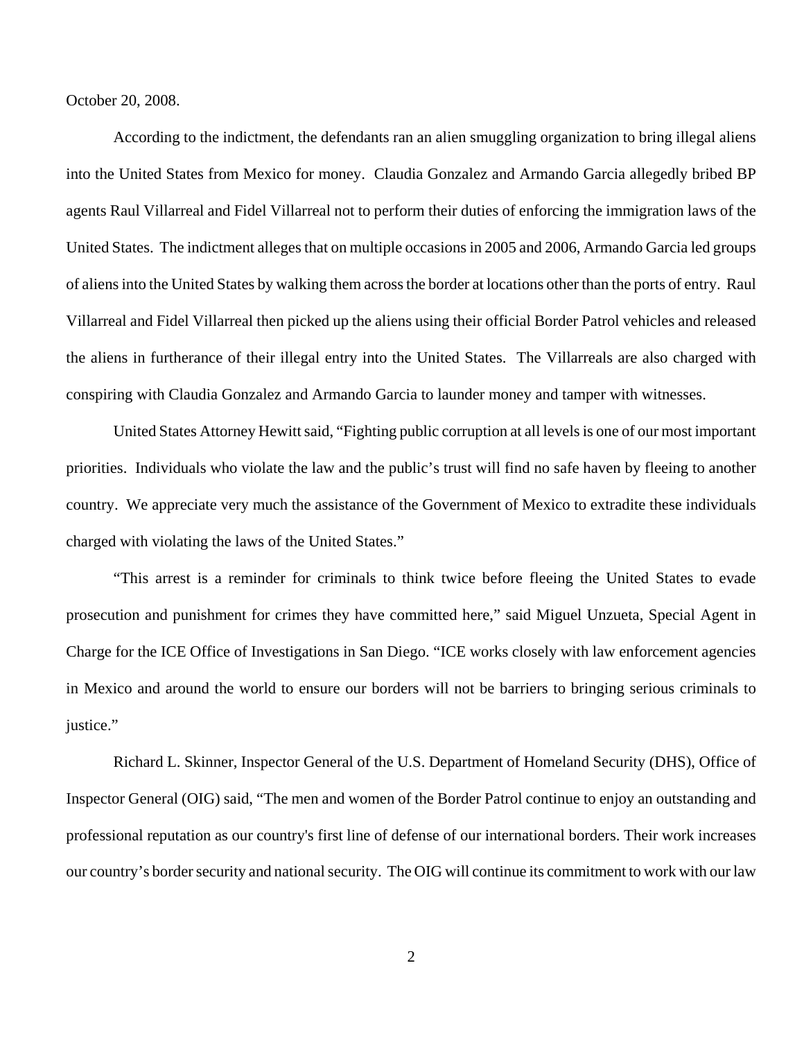October 20, 2008.

According to the indictment, the defendants ran an alien smuggling organization to bring illegal aliens into the United States from Mexico for money. Claudia Gonzalez and Armando Garcia allegedly bribed BP agents Raul Villarreal and Fidel Villarreal not to perform their duties of enforcing the immigration laws of the United States. The indictment alleges that on multiple occasions in 2005 and 2006, Armando Garcia led groups of aliens into the United States by walking them across the border at locations other than the ports of entry. Raul Villarreal and Fidel Villarreal then picked up the aliens using their official Border Patrol vehicles and released the aliens in furtherance of their illegal entry into the United States. The Villarreals are also charged with conspiring with Claudia Gonzalez and Armando Garcia to launder money and tamper with witnesses.

United States Attorney Hewitt said, "Fighting public corruption at all levels is one of our most important priorities. Individuals who violate the law and the public's trust will find no safe haven by fleeing to another country. We appreciate very much the assistance of the Government of Mexico to extradite these individuals charged with violating the laws of the United States."

"This arrest is a reminder for criminals to think twice before fleeing the United States to evade prosecution and punishment for crimes they have committed here," said Miguel Unzueta, Special Agent in Charge for the ICE Office of Investigations in San Diego. "ICE works closely with law enforcement agencies in Mexico and around the world to ensure our borders will not be barriers to bringing serious criminals to justice."

Richard L. Skinner, Inspector General of the U.S. Department of Homeland Security (DHS), Office of Inspector General (OIG) said, "The men and women of the Border Patrol continue to enjoy an outstanding and professional reputation as our country's first line of defense of our international borders. Their work increases our country's border security and national security. The OIG will continue its commitment to work with our law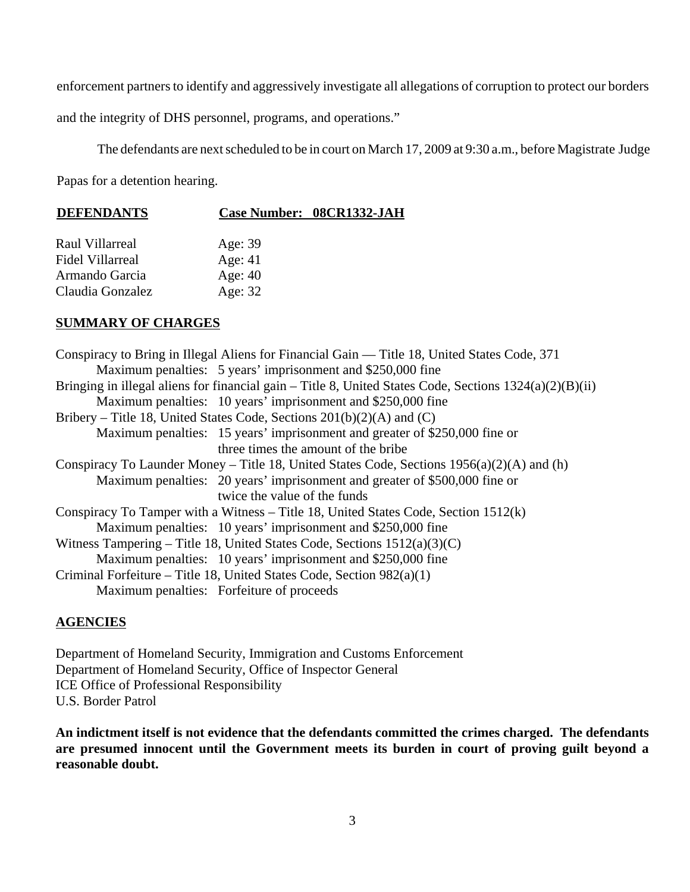enforcement partners to identify and aggressively investigate all allegations of corruption to protect our borders and the integrity of DHS personnel, programs, and operations."

The defendants are next scheduled to be in court on March 17, 2009 at 9:30 a.m., before Magistrate Judge Papas for a detention hearing.

| **DEFENDANTS** | **Case Number: 08CR1332-JAH** |
|---|---|
| Raul Villarreal | Age: 39 |
| Fidel Villarreal | Age: 41 |
| Armando Garcia | Age: 40 |
| Claudia Gonzalez | Age: 32 |

**SUMMARY OF CHARGES**

Conspiracy to Bring in Illegal Aliens for Financial Gain — Title 18, United States Code, 371
Maximum penalties: 5 years' imprisonment and $250,000 fine

Bringing in illegal aliens for financial gain – Title 8, United States Code, Sections 1324(a)(2)(B)(ii)
Maximum penalties: 10 years' imprisonment and $250,000 fine

Bribery – Title 18, United States Code, Sections 201(b)(2)(A) and (C)
Maximum penalties: 15 years' imprisonment and greater of $250,000 fine or three times the amount of the bribe

Conspiracy To Launder Money – Title 18, United States Code, Sections 1956(a)(2)(A) and (h)
Maximum penalties: 20 years' imprisonment and greater of $500,000 fine or twice the value of the funds

Conspiracy To Tamper with a Witness – Title 18, United States Code, Section 1512(k)
Maximum penalties: 10 years' imprisonment and $250,000 fine

Witness Tampering – Title 18, United States Code, Sections 1512(a)(3)(C)
Maximum penalties: 10 years' imprisonment and $250,000 fine

Criminal Forfeiture – Title 18, United States Code, Section 982(a)(1)
Maximum penalties: Forfeiture of proceeds

**AGENCIES**

Department of Homeland Security, Immigration and Customs Enforcement
Department of Homeland Security, Office of Inspector General
ICE Office of Professional Responsibility
U.S. Border Patrol

**An indictment itself is not evidence that the defendants committed the crimes charged. The defendants are presumed innocent until the Government meets its burden in court of proving guilt beyond a reasonable doubt.**